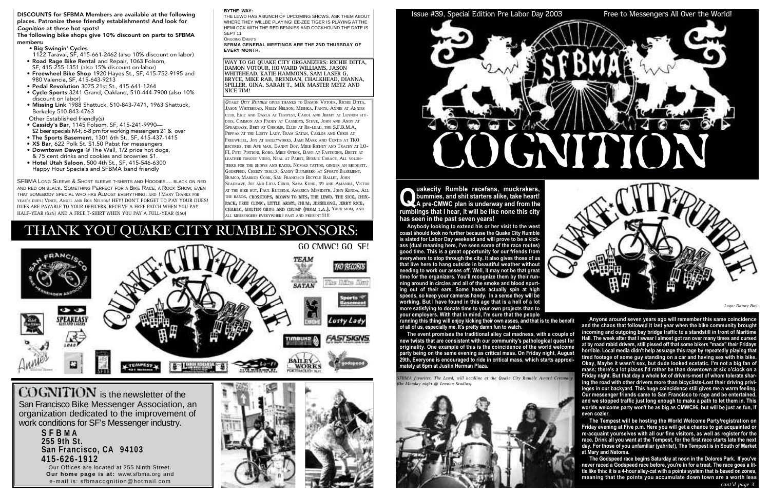**DISCOUNTS for SFBMA Members are available at the following places. Patronize these friendly establishments! And look for *Cognition* at these hot spots!**

**The following bike shops give 10% discount on parts to SFBMA members:**

- **Big Swingin' Cycles** 1122 Taraval, SF, 415-661-2462 (also 10% discount on labor)
- **Road Rage Bike Rental** and Repair, 1063 Folsom, SF, 415-255-1351 (also 15% discount on labor)
- **Freewheel Bike Shop** 1920 Hayes St., SF, 415-752-9195 and 980 Valencia, SF, 415-643-9213
- **Pedal Revolution** 3075 21st St., 415-641-1264
- **Cycle Sports** 3241 Grand, Oakland, 510-444-7900 (also 10% discount on labor)
- **Missing Link** 1988 Shattuck, 510-843-7471, 1963 Shattuck, Berkeley 510-843-4763

Other Established friendly(s)

- **Cassidy's Bar**, 1145 Folsom, SF, 415-241-9990— $2 beer specials M-F, 6-8 pm for working messengers 21 & over
- **The Sports Basement**, 1301 6th St., SF, 415-437-1415
- **XS Bar**, 622 Polk St. $1.50 Pabst for messengers
- **Downtown Dawgs** @ The Wall, 1/2 price hot dogs, & 75 cent drinks and cookies and brownies $1.
- **Hotel Utah Saloon**, 500 4th St., SF, 415-546-6300 Happy Hour Specials and SFBMA band friendly

SFBMA LONG SLEEVE & SHORT SLEEVE T-SHIRTS AND HOODIES.... BLACK ON RED AND RED ON BLACK. SOMETHING PERFECT FOR A BIKE RACE, A ROCK SHOW, EVEN THAT SOMEBODY SPECIAL WHO HAS ALMOST EVERYTHING. AND ! MANY THANKS FOR YEAR'S DUES: VINCE, ANGEL AND BOB NELSON! HEY! DON'T FORGET TO PAY YOUR DUES! DUES ARE PAYABLE TO YOUR OFFICERS. RECEIVE A FREE PATCH WHEN YOU PAY HALF-YEAR ($25) AND A FREE T-SHIRT WHEN YOU PAY A FULL-YEAR ($50)

**BYTHE WAY:**

THE LEWD HAS A BUNCH OF UPCOMING SHOWS. ASK THEM ABOUT WHERE THEY WILLBE PLAYING! EE-ZEE TIGER IS PLAYING AT THE HEMLOCK WITH THE RED BENNIES AND COCKHOUND THE DATE IS SEPT 11

ONGOING EVENTS

**SFBMA GENERAL MEETINGS ARE THE 2ND THURSDAY OF EVERY MONTH.**

WAY TO GO QUAKE CITY ORGANIZERS: RICHIE DITTA, DAMON VOTOUR, HO WARD WILLIAMS, JASON WHITEHEAD, KATIE HAMMONS, SAM LASER G, BRYCE, MIKE RAB, BRENDAN, CHALKHEAD, DIANNA, SPILLER, GINA, SARAH T., MIX MASTER METZ AND NICE TIM!

*QUAKE QITY RUMBLE* GIVES THANKS TO DAMON VOTOUR, RICHIE DITTA, JASON WHITEHEAD, NELLY NELSON, MISHKA, PANTS, ANNIE AT ANNIES CLUB, ERIC AND DARLA AT TEMPEST, CAROL AND JIMMY AT LENNON STUDIOS, CIMMON AND PADDY AT CASSIDYS, STEVE, JOHN AND ANDY AT SPEAKEASY, BERT AT CHROME, ELLIE AT RE-LOAD, THE S.F.B.M.A, PEPPAR AT THE LUSTY LADY, TEAM SATAN, CARLOS AND CHRIS AT FREEWHEEL, JON AT BAILEYWORKS, JAMI MARK AND CURTIS AT TKO RECORDS, THE APE MAN, DANNY BOY, MIKE RICHEY AND TRACEY AT LO-FI, PETE PISTIONI, ROBO, MIKE OTROK, DAVE AT FASTSIGNS, BRETT AT LEATHER TONGUE VIDEO, NEAL AT PABST, BERNIE CORACE, ALL VOLUNTEERS FOR THE SHOWS AND RACES, NOMAD TATTOO, GINGER AN BRIDGETT, GODSPEED, CHEEZY TROLLZ, SANDY BLUMBERG AT SPORTS BASEMENT, BUMCO, MARKUS COOK, SAN FRANCISCO BICYCLE BALLET, JOHN SEAGRAVE, JOE AND LICIA CORIO, SARA KING, 39 AND AMANDA, VICTOR AT THE BIKE HUT, PAUL RUEBENS, AMERICA MERIDETH, JOHN KENDA, ALL THE BANDS, CROSSTOPS, BLOWN TO BITS, THE LEWD, THE SICK, CHIX-PACK, FREE CLINIC, LITTLE ARMY, CHUM, JESSIELONG, JERRY RICE, CHARBO, MOLTEN GROO AND CHUMP (FROM L.A.), YOUR MOM, AND ALL MESSENGERS EVERYWHERE PAST AND PRESENT!!!!!

# THANK YOU QUAKE CITY RUMBLE SPONSORS:

GO CMWC! GO SF!

**COGNITION** is the newsletter of the San Francisco Bike Messenger Association, an organization dedicated to the improvement of work conditions for SF's Messenger industry.

**SFBMA**
**255 9th St.**
**San Francisco, CA 94103**
**415-626-1912**

Our Offices are located at 255 Ninth Street.
**Our home page is at:** www.sfbma.org and e-mail is: sfbmacognition@hotmail.com

Issue #39, Special Edition Pre Labor Day 2003 — Free to Messengers All Over the World!

# SFBMA COGNITION

**Quakecity Rumble racefans, muckrakers, bummies, and shit starters alike, take heart! A pre-CMWC plan is underway and from the rumblings that I hear, it will be like none this city has seen in the past seven years!**

**Anybody looking to extend his or her visit to the west coast should look no further because the Quake City Rumble is slated for Labor Day weekend and will prove to be a kick-ass (dual meaning here, I've seen some of the race routes) good time. This is a great opportunity for our friends from everywhere to stop through the city. It also gives those of us that live here to hang outside in beautiful weather without needing to work our asses off. Well, it may not be that great time for the organizers. You'll recognize them by their running around in circles and all of the smoke and blood spurting out of their ears. Some heads actually spin at high speeds, so keep your cameras handy. In a sense they will be working. But I have found in this age that is a hell of a lot more satisfying to donate time to your own projects than to your employers. With that in mind, I'm sure that the people running this thing will enjoy kicking their own asses, and that is to the benefit of all of us, especially me. It's pretty damn fun to watch.**

**The event promises the traditional alley cat madness, with a couple of new twists that are consistent with our community's pathological quest for originality. One example of this is the coincidence of the world welcome party being on the same evening as critical mass. On Friday night, August 29th, Everyone is encouraged to ride in critical mass, which starts approximately at 6pm at Justin Herman Plaza.**

*Logo: Danny Boy*

*SFBMA favorites, The Lewd, will headline at the Quake City Rumble Award Ceremony (On Monday night @ Lennon Studios).*

**Anyone around seven years ago will remember this same coincidence and the chaos that followed it last year when the bike community brought incoming and outgoing bay bridge traffic to a standstill in front of Maritime Hall. The week after that I swear I almost got ran over many times and cursed at by road rabid drivers, still pissed off that some bikers "made" their Fridays horrible. Local media didn't help assuage this rage by repeatedly playing that tired footage of some guy standing on a car and having sex with his bike. Okay, Maybe it wasn't sex, but dude looked ecstatic. I'm not a big fan of mass; there's a lot places I'd rather be than downtown at six o'clock on a Friday night. But that day a whole lot of drivers-most of whom tolerate sharing the road with other drivers more than bicyclists-Lost their driving privileges in our backyard. This huge coincidence still gives me a warm feeling. Our messenger friends came to San Francisco to rage and be entertained, and we stopped traffic just long enough to make a path to let them in. This worlds welcome party won't be as big as CMWC96, but will be just as fun, if even cozier.**

**The Tempest will be hosting the World Welcome Party/registration on Friday evening at Five p.m. Here you will get a chance to get acquainted or re-acquaint yourselves with all our fine visitors, as well as register for the race. Drink all you want at the Tempest, for the first race starts late the next day. For those of you unfamiliar (yahrite!), The Tempest is in South of Market at Mary and Natoma.**

**The Godspeed race begins Saturday at noon in the Dolores Park. If you've never raced a Godspeed race before, you're in for a treat. The race goes a little like this: it is a 4-hour alley-cat with a points system that is based on zones, meaning that the points you accumulate down town are a worth less**

*cont'd page 3*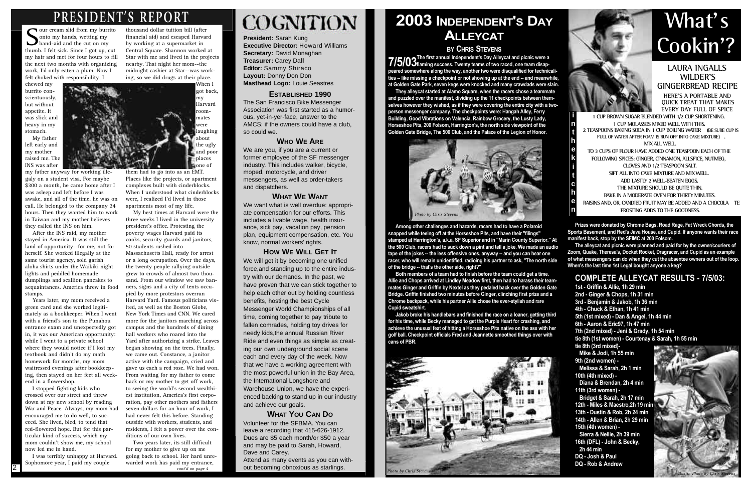# PRESIDENT'S REPORT

Sour cream slid from my burrito onto my hands, wetting my band-aid and the cut on my thumb. I felt sick. Since I got up, cut my hair and met for four hours to fill the next two months with organizing work, I'd only eaten a plum. Now I felt choked with responsibility; I chewed my burrito conscientiously, but without appetite. It was slick and heavy in my stomach.

My father left early and my mother raised me. The INS was after my father anyway for working illegaly on a student visa. For maybe $300 a month, he came home after I was asleep and left before I was awake, and all of the time, he was on call. He belonged to the company 24 hours. Then they wanted him to work in Taiwan and my mother believes they called the INS on him.

After the INS raid, my mother stayed in America. It was still the land of opportunity--for me, not for herself. She worked illegally at the same tourist agency, sold garish aloha shirts under the Waikiki night lights and peddled homemade dumplings and scallion pancakes to acquaintances. America threw in food stamps.

Years later, my mom received a green card and she worked legitimately as a bookkeeper. When I went with a friend's son to the Punahou entrance exam and unexpectedly got in, it was our American opportunity: while I went to a private school where they would notice if I lost my textbook and didn't do my math homework for months, my mom waitressed evenings after bookkeeping, then stayed on her feet all weekend in a flowershop.

I stopped fighting kids who crossed over our street and threw down at my new school by reading War and Peace. Always, my mom had encouraged me to do well, to succeed. She lived, bled, to tend that red-flowered hope. But for this particular kind of success, which my mom couldn't show me, my school now led me in hand.

I was terribly unhappy at Harvard. Sophomore year, I paid my couple thousand dollar tuition bill (after financial aid) and escaped Harvard by working at a supermarket in Central Square. Shannon worked at Star with me and lived in the projects nearby. That night her mom--the midnight cashier at Star--was working, so we did drugs at their place.

When I got back, my Harvard roommates were laughing about the ugly and poor places one of them had to go into as an EMT. Places like the projects, or apartment complexes built with cinderblocks. When I understood what cinderblocks were, I realized I'd lived in those apartments most of my life.

My best times at Harvard were the three weeks I lived in the university president's office. Protesting the poverty wages Harvard paid its cooks, security guards and janitors, 50 students rushed into Massachusetts Hall, ready for arrest or a long occupation. Over the days, the twenty people rallying outside grew to crowds of almost two thousand. From our window we saw banners, signs and a city of tents occupied by more protestors overrun Harvard Yard. Famous politicians visited, as well as the Boston Globe, New York Times and CNN. We cared more for the janitors marching across campus and the hundreds of dining hall workers who roared into the Yard after authorizing a strike. Leaves began showing on the trees. Finally, we came out. Constance, a janitor active with the campaign, cried and gave us each a red rose. We had won. From waiting for my father to come back or my mother to get off work, to seeing the world's second wealthiest institution, America's first corporation, pay other mothers and fathers seven dollars for an hour of work, I had never felt this before. Standing outside with workers, students, and residents, I felt a power over the conditions of our own lives.

Two years later, its still difficult for my mother to give up on me going back to school. Her hard unrewarded work has paid my entrance,

*cont'd on page 4*

# COGNITION

**President:** Sarah Kung
**Executive Director:** Howard Williams
**Secretary:** David Monaghan
**Treasurer:** Carey Dall
**Editor:** Sammy Shiraco
**Layout:** Donny Don Don
**Masthead Logo:** Louie Seastres

## ESTABLISHED 1990

The San Francisco Bike Messenger Association was first started as a humorous, yet-in-yer-face, answer to the AMCS; if the owners could have a club, so could we.

## WHO WE ARE

We are you, if you are a current or former employee of the SF messenger industry. This includes walker, bicycle, moped, motorcycle, and driver messengers, as well as order-takers and dispatchers.

## WHAT WE WANT

We want what is well overdue: appropriate compensation for our efforts. This includes a livable wage, health insurance, sick pay, vacation pay, pension plan, equipment compensation, etc. You know, normal workers' rights.

## HOW WE WILL GET IT

We will get it by becoming one unified force,and standing up to the entire industry with our demands. In the past, we have proven that we can stick together to help each other out by holding countless benefits, hosting the best Cycle Messenger World Championships of all time, coming together to pay tribute to fallen comrades, holding toy drives for needy kids,the annual Russian River Ride and even things as simple as creating our own underground social scene each and every day of the week. Now that we have a working agreement with the most powerful union in the Bay Area, the International Longshore and Warehouse Union, we have the experienced backing to stand up in our industry and achieve our goals.

## WHAT YOU CAN DO

Volunteer for the SFBMA. You can leave a recording that 415-626-1912. Dues are $5 each month/or $50 a year and may be paid to Sarah, Howard, Dave and Carey.
Attend as many events as you can without becoming obnoxious as starlings.

# 2003 INDEPENDENT'S DAY ALLEYCAT

### BY CHRIS STEVENS

**7/5/03** **The first annual Independent's Day Alleycat and picnic were a flaming success. Twenty teams of two raced, one team disappeared somewhere along the way, another two were disqualified for technicalities -- like missing a checkpoint or not showing up at the end -- and meanwhile, at Golden Gate Park, seven kegs were knocked and many crawdads were slain.**

**They alleycat started at Alamo Square, when the racers chose a teammate and puzzled over the manifest, dividing up the 11 checkpoints between themselves however they wished, as if they were covering the entire city with a two-person messenger company. The checkpoints were: Hangah Alley, Ferry Building, Good Vibrations on Valencia, Rainbow Grocery, the Lusty Lady, Horseshoe Pits, 200 Folsom, Harrington's, the north side viewpoint of the Golden Gate Bridge, The 500 Club, and the Palace of the Legion of Honor.**

*Photo by Chris Stevens*

**Among other challenges and hazards, racers had to have a Polaroid snapped while teeing off at the Horseshoe Pits, and have their "filings" stamped at Harrington's, a.k.a. SF Superior and in "Marin County Superior." At the 500 Club, racers had to suck down a pint and tell a joke. We made an audio tape of the jokes -- the less offensive ones, anyway -- and you can hear one racer, who will remain unidentified, radioing his partner to ask, "The north side of the bridge -- that's the other side, right?"**

**Both members of a team had to finish before the team could get a time. Allie and Chops arrived at Lindley Meadow first, then had to harass their teammates Ginger and Griffin by Nextel as they pedaled back over the Golden Gate Bridge. Griffin finished two minutes before Ginger, clinching first prize and a Chrome backpack, while his partner Allie chose the ever-stylish and rare Cupid sweatshirt.**

**Jakob broke his handlebars and finished the race on a loaner, getting third for his time, while Becky managed to get the Purple Heart for crashing, and achieve the unusual feat of hitting a Horseshoe Pits native on the ass with her golf ball. Checkpoint officials Fred and Jeannette smoothed things over with cans of PBR.**

*Photo by Chris Stevens*

# What's Cookin'?

*in the kitchen*

## LAURA INGALLS WILDER'S GINGERBREAD RECIPE

HERE'S A PORTABLE AND QUICK TREAT THAT MAKES EVERY DAY FULL OF SPICE

1 CUP BROWN SUGAR BLENDED WITH 1/2 CUP SHORTENING.
1 CUP MOLASSES MIXED WELL WITH THIS.
2 TEASPOONS BAKING SODA IN 1 CUP BOILING WATER (BE SURE CUP IS FULL OF WATER AFTER FOAM IS RUN OFF INTO CAKE MIXTURE) .
MIX ALL WELL.
TO 3 CUPS OF FLOUR HAVE ADDED ONE TEASPOON EACH OF THE FOLLOWING SPICES: GINGER, CINNAMON, ALLSPICE, NUTMEG, CLOVES AND 1/2 TEASPOON SALT.
SIFT ALL INTO CAKE MIXTURE AND MIX WELL.
ADD LASTLY 2 WELL-BEATEN EGGS.
THE MIXTURE SHOULD BE QUITE THIN.
BAKE IN A MODERATE OVEN FOR THIRTY MINUTES.
RAISINS AND, OR, CANDIED FRUIT MAY BE ADDED AND A CHOCOLATE FROSTING ADDS TO THE GOODNESS.

**Prizes were donated by Chrome Bags, Road Rage, Fat Wreck Chords, the Sports Basement, and Red's Java House, and Cupid. If anyone wants their race manifest back, stop by the SFIMC at 200 Folsom.**

**The alleycat and picnic were planned and paid for by the owner/couriers of Zoom, Quake, Theresa's, Docket Rocket, Dragracer, and Cupid as an example of what messengers can do when they cut the absentee owners out of the loop. When's the last time 1st Legal bought anyone a keg?**

## COMPLETE ALLEYCAT RESULTS - 7/5/03:

**1st - Griffin & Allie, 1h 29 min**
**2nd - Ginger & Chops, 1h 31 min**
**3rd - Benjamin & Jakob, 1h 36 min**
**4th - Chuck & Ethan, 1h 41 min**
**5th (1st mixed) - Dan & Angel, 1h 44 min**
**6th - Aaron & Eric97, 1h 47 min**
**7th (2nd mixed) - Jeni & Grady, 1h 54 min**
**tie 8th (1st women) - Courtenay & Sarah, 1h 55 min**
**tie 8th (3rd mixed)- Mike & Jodi, 1h 55 min**
**9th (2nd women) - Melissa & Sarah, 2h 1 min**
**10th (4th mixed) - Diana & Brendan, 2h 4 min**
**11th (3rd women) - Bridget & Sarah, 2h 17 min**
**12th - Miles & Maestro,2h 19 min**
**13th - Dustin & Rob, 2h 24 min**
**14th - Allen & Brian, 2h 29 min**
**15th (4th women) - Sierra & Nellie, 2h 39 min**
**16th (DFL) - John & Becky, 2h 44 min**
**DQ - Josh & Paul**
**DQ - Rob & Andrew**

*Dustin Photo by Chris Stevens*